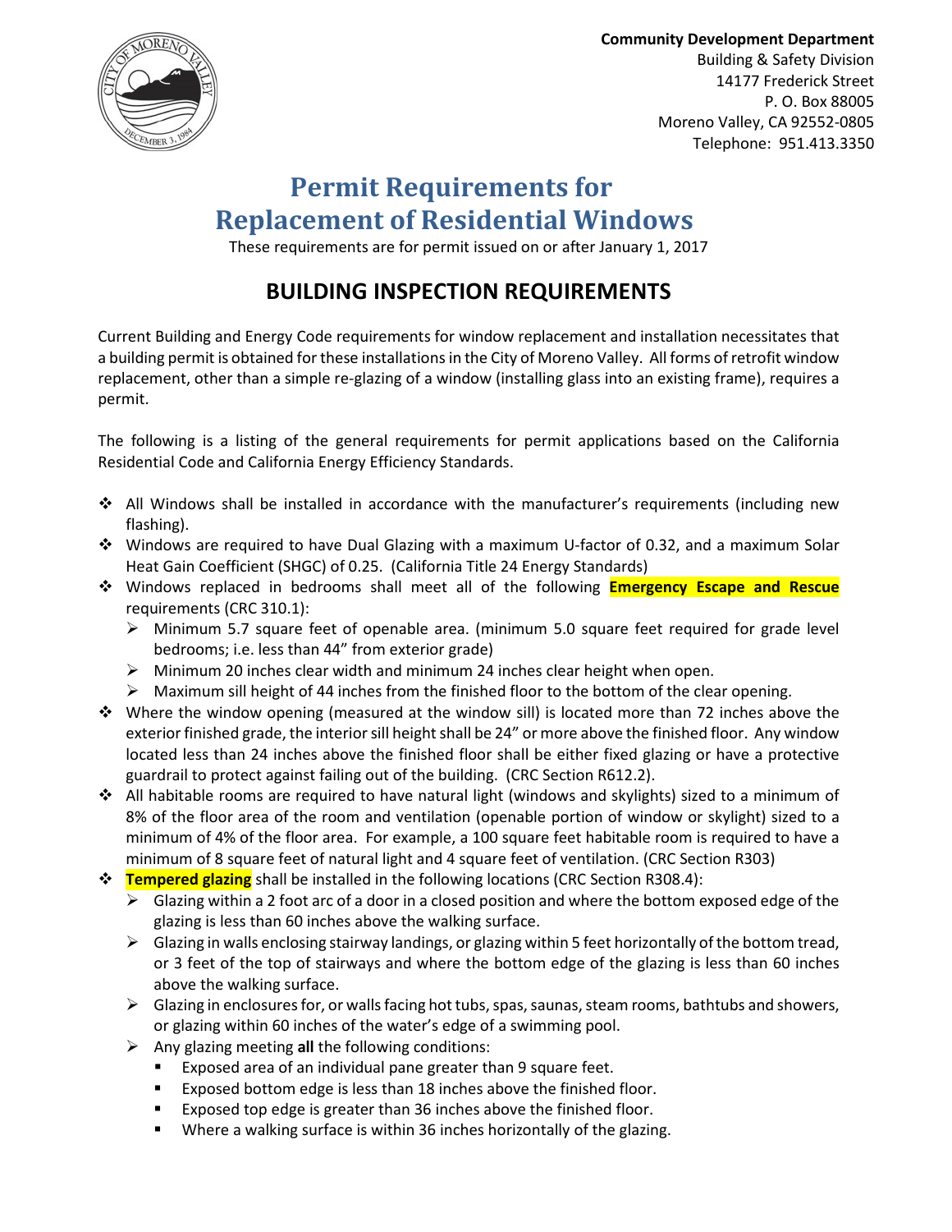**Community Development Department**
Building & Safety Division
14177 Frederick Street
P. O. Box 88005
Moreno Valley, CA 92552-0805
Telephone: 951.413.3350

# Permit Requirements for Replacement of Residential Windows

These requirements are for permit issued on or after January 1, 2017

## BUILDING INSPECTION REQUIREMENTS

Current Building and Energy Code requirements for window replacement and installation necessitates that a building permit is obtained for these installations in the City of Moreno Valley. All forms of retrofit window replacement, other than a simple re-glazing of a window (installing glass into an existing frame), requires a permit.

The following is a listing of the general requirements for permit applications based on the California Residential Code and California Energy Efficiency Standards.

- All Windows shall be installed in accordance with the manufacturer's requirements (including new flashing).
- Windows are required to have Dual Glazing with a maximum U-factor of 0.32, and a maximum Solar Heat Gain Coefficient (SHGC) of 0.25. (California Title 24 Energy Standards)
- Windows replaced in bedrooms shall meet all of the following **Emergency Escape and Rescue** requirements (CRC 310.1):
  - Minimum 5.7 square feet of openable area. (minimum 5.0 square feet required for grade level bedrooms; i.e. less than 44" from exterior grade)
  - Minimum 20 inches clear width and minimum 24 inches clear height when open.
  - Maximum sill height of 44 inches from the finished floor to the bottom of the clear opening.
- Where the window opening (measured at the window sill) is located more than 72 inches above the exterior finished grade, the interior sill height shall be 24" or more above the finished floor. Any window located less than 24 inches above the finished floor shall be either fixed glazing or have a protective guardrail to protect against failing out of the building. (CRC Section R612.2).
- All habitable rooms are required to have natural light (windows and skylights) sized to a minimum of 8% of the floor area of the room and ventilation (openable portion of window or skylight) sized to a minimum of 4% of the floor area. For example, a 100 square feet habitable room is required to have a minimum of 8 square feet of natural light and 4 square feet of ventilation. (CRC Section R303)
- **Tempered glazing** shall be installed in the following locations (CRC Section R308.4):
  - Glazing within a 2 foot arc of a door in a closed position and where the bottom exposed edge of the glazing is less than 60 inches above the walking surface.
  - Glazing in walls enclosing stairway landings, or glazing within 5 feet horizontally of the bottom tread, or 3 feet of the top of stairways and where the bottom edge of the glazing is less than 60 inches above the walking surface.
  - Glazing in enclosures for, or walls facing hot tubs, spas, saunas, steam rooms, bathtubs and showers, or glazing within 60 inches of the water's edge of a swimming pool.
  - Any glazing meeting **all** the following conditions:
    - Exposed area of an individual pane greater than 9 square feet.
    - Exposed bottom edge is less than 18 inches above the finished floor.
    - Exposed top edge is greater than 36 inches above the finished floor.
    - Where a walking surface is within 36 inches horizontally of the glazing.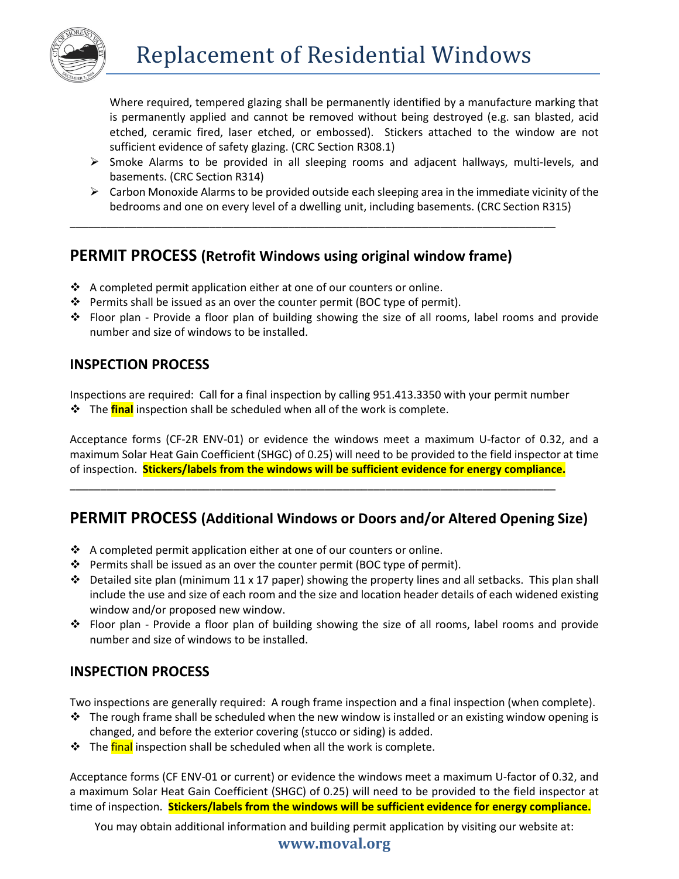Where required, tempered glazing shall be permanently identified by a manufacture marking that is permanently applied and cannot be removed without being destroyed (e.g. san blasted, acid etched, ceramic fired, laser etched, or embossed). Stickers attached to the window are not sufficient evidence of safety glazing. (CRC Section R308.1)

- Smoke Alarms to be provided in all sleeping rooms and adjacent hallways, multi-levels, and basements. (CRC Section R314)
- Carbon Monoxide Alarms to be provided outside each sleeping area in the immediate vicinity of the bedrooms and one on every level of a dwelling unit, including basements. (CRC Section R315)

---

## PERMIT PROCESS (Retrofit Windows using original window frame)

- A completed permit application either at one of our counters or online.
- Permits shall be issued as an over the counter permit (BOC type of permit).
- Floor plan - Provide a floor plan of building showing the size of all rooms, label rooms and provide number and size of windows to be installed.

### INSPECTION PROCESS

Inspections are required: Call for a final inspection by calling 951.413.3350 with your permit number

- The **final** inspection shall be scheduled when all of the work is complete.

Acceptance forms (CF-2R ENV-01) or evidence the windows meet a maximum U-factor of 0.32, and a maximum Solar Heat Gain Coefficient (SHGC) of 0.25) will need to be provided to the field inspector at time of inspection. **Stickers/labels from the windows will be sufficient evidence for energy compliance.**

---

## PERMIT PROCESS (Additional Windows or Doors and/or Altered Opening Size)

- A completed permit application either at one of our counters or online.
- Permits shall be issued as an over the counter permit (BOC type of permit).
- Detailed site plan (minimum 11 x 17 paper) showing the property lines and all setbacks. This plan shall include the use and size of each room and the size and location header details of each widened existing window and/or proposed new window.
- Floor plan - Provide a floor plan of building showing the size of all rooms, label rooms and provide number and size of windows to be installed.

### INSPECTION PROCESS

Two inspections are generally required: A rough frame inspection and a final inspection (when complete).

- The rough frame shall be scheduled when the new window is installed or an existing window opening is changed, and before the exterior covering (stucco or siding) is added.
- The final inspection shall be scheduled when all the work is complete.

Acceptance forms (CF ENV-01 or current) or evidence the windows meet a maximum U-factor of 0.32, and a maximum Solar Heat Gain Coefficient (SHGC) of 0.25) will need to be provided to the field inspector at time of inspection. **Stickers/labels from the windows will be sufficient evidence for energy compliance.**

You may obtain additional information and building permit application by visiting our website at:

**www.moval.org**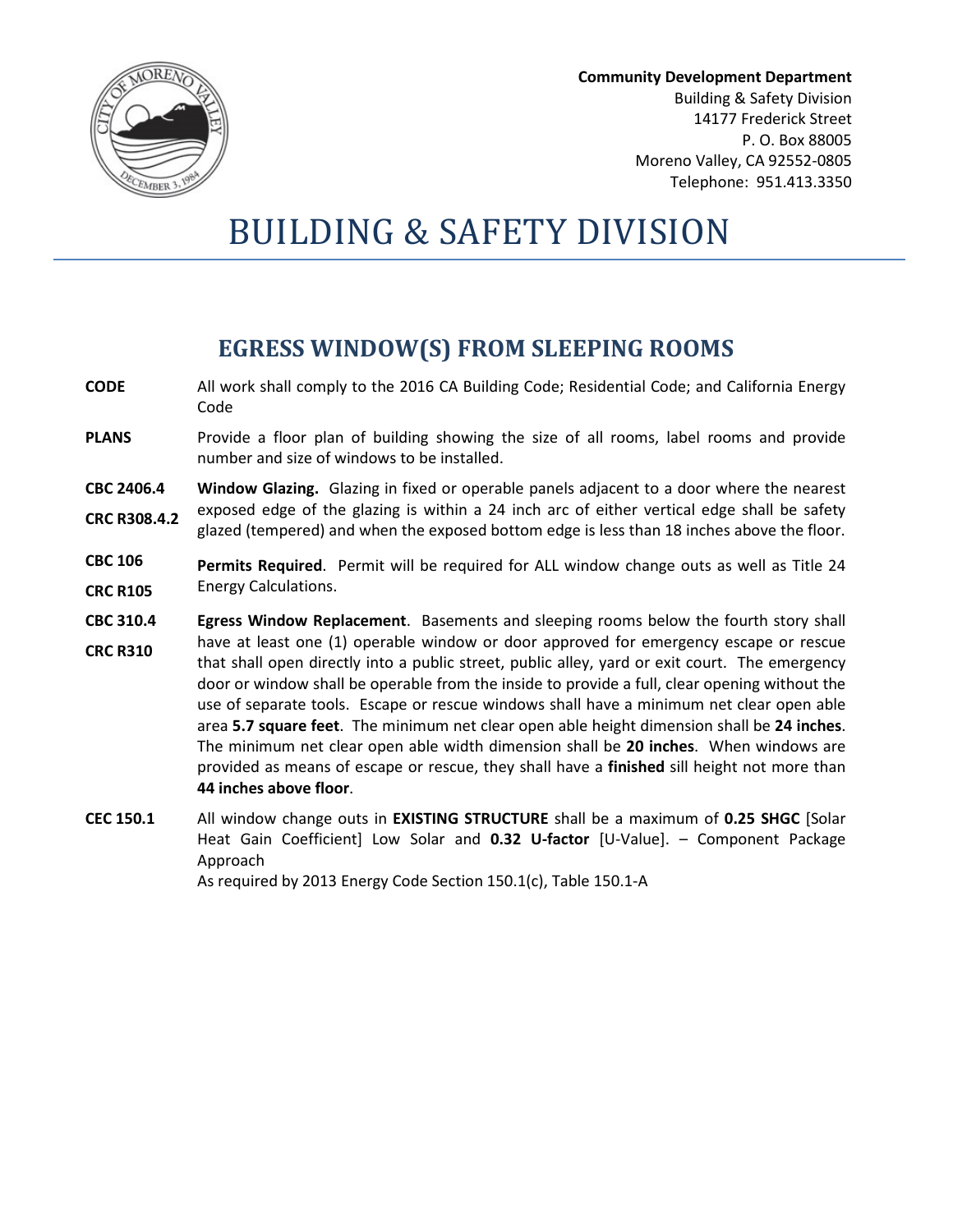**Community Development Department**
Building & Safety Division
14177 Frederick Street
P. O. Box 88005
Moreno Valley, CA 92552-0805
Telephone: 951.413.3350

# BUILDING & SAFETY DIVISION

## EGRESS WINDOW(S) FROM SLEEPING ROOMS

**CODE** — All work shall comply to the 2016 CA Building Code; Residential Code; and California Energy Code

**PLANS** — Provide a floor plan of building showing the size of all rooms, label rooms and provide number and size of windows to be installed.

**CBC 2406.4**
**CRC R308.4.2** — **Window Glazing.** Glazing in fixed or operable panels adjacent to a door where the nearest exposed edge of the glazing is within a 24 inch arc of either vertical edge shall be safety glazed (tempered) and when the exposed bottom edge is less than 18 inches above the floor.

**CBC 106**
**CRC R105** — **Permits Required**. Permit will be required for ALL window change outs as well as Title 24 Energy Calculations.

**CBC 310.4**
**CRC R310** — **Egress Window Replacement**. Basements and sleeping rooms below the fourth story shall have at least one (1) operable window or door approved for emergency escape or rescue that shall open directly into a public street, public alley, yard or exit court. The emergency door or window shall be operable from the inside to provide a full, clear opening without the use of separate tools. Escape or rescue windows shall have a minimum net clear open able area **5.7 square feet**. The minimum net clear open able height dimension shall be **24 inches**. The minimum net clear open able width dimension shall be **20 inches**. When windows are provided as means of escape or rescue, they shall have a **finished** sill height not more than **44 inches above floor**.

**CEC 150.1** — All window change outs in **EXISTING STRUCTURE** shall be a maximum of **0.25 SHGC** [Solar Heat Gain Coefficient] Low Solar and **0.32 U-factor** [U-Value]. – Component Package Approach
As required by 2013 Energy Code Section 150.1(c), Table 150.1-A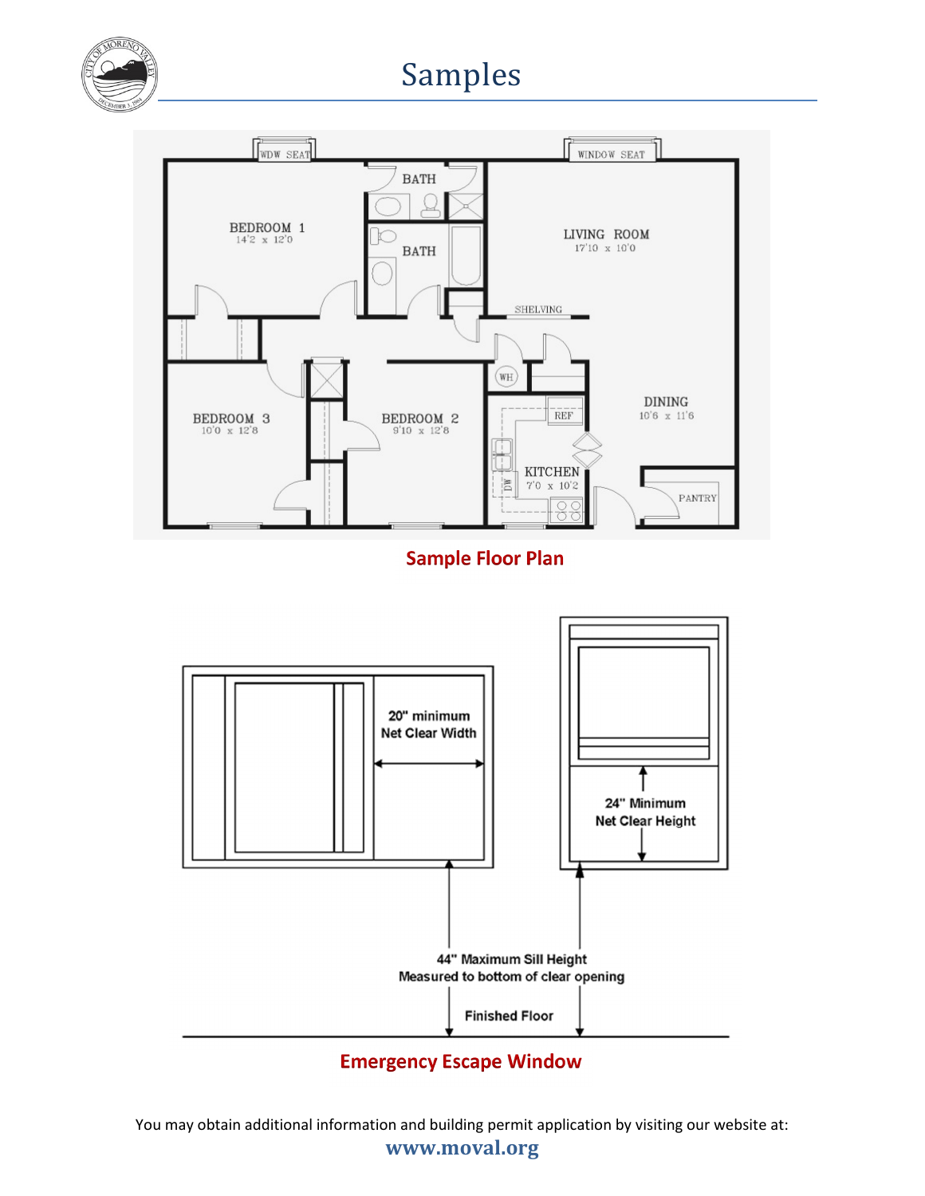# Samples

Sample Floor Plan

Emergency Escape Window

You may obtain additional information and building permit application by visiting our website at:

**www.moval.org**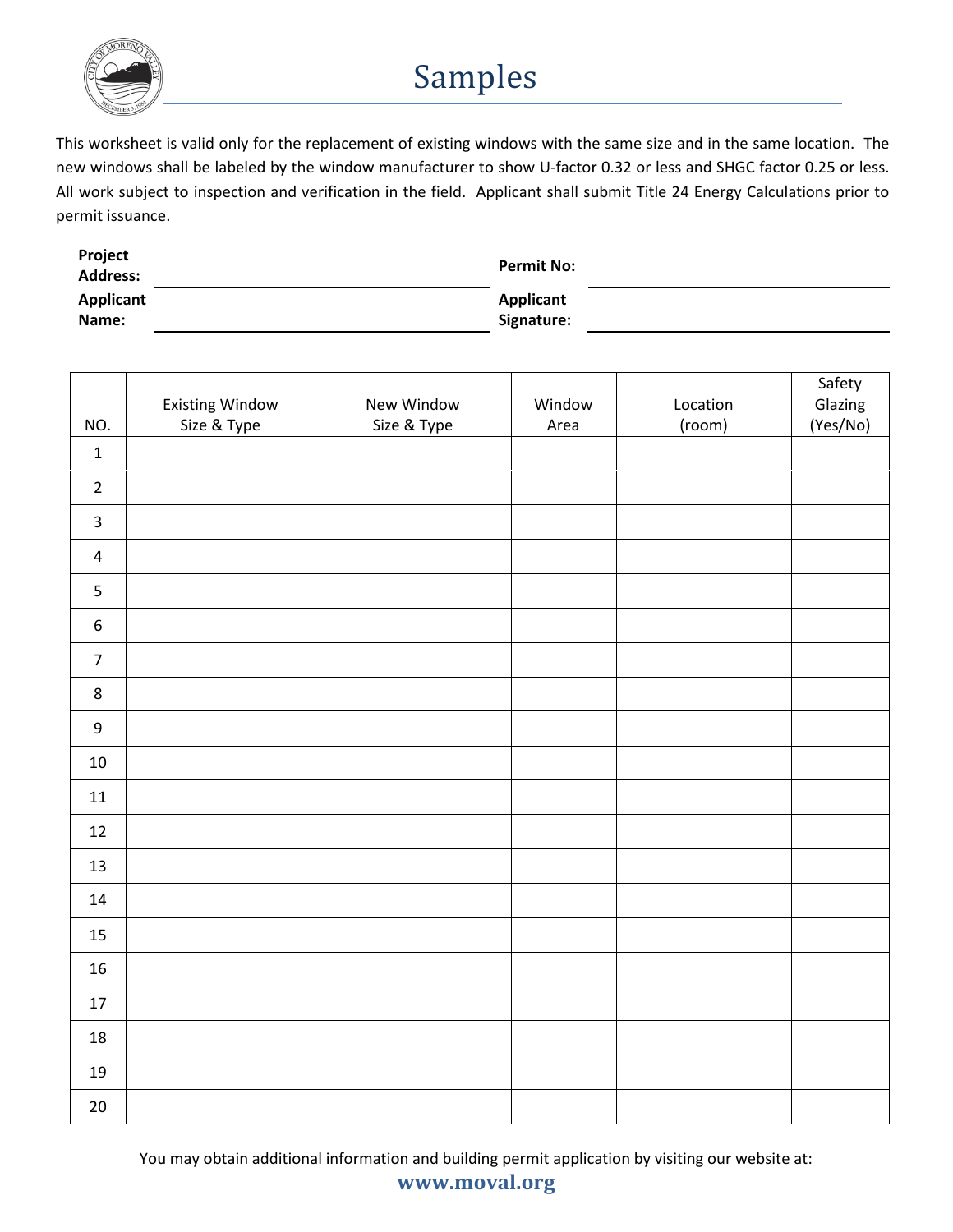# Samples

This worksheet is valid only for the replacement of existing windows with the same size and in the same location. The new windows shall be labeled by the window manufacturer to show U-factor 0.32 or less and SHGC factor 0.25 or less. All work subject to inspection and verification in the field. Applicant shall submit Title 24 Energy Calculations prior to permit issuance.

**Project Address:** ______________________ **Permit No:** ______________________

**Applicant Name:** ______________________ **Applicant Signature:** ______________________

| NO. | Existing Window Size & Type | New Window Size & Type | Window Area | Location (room) | Safety Glazing (Yes/No) |
|---|---|---|---|---|---|
| 1 | | | | | |
| 2 | | | | | |
| 3 | | | | | |
| 4 | | | | | |
| 5 | | | | | |
| 6 | | | | | |
| 7 | | | | | |
| 8 | | | | | |
| 9 | | | | | |
| 10 | | | | | |
| 11 | | | | | |
| 12 | | | | | |
| 13 | | | | | |
| 14 | | | | | |
| 15 | | | | | |
| 16 | | | | | |
| 17 | | | | | |
| 18 | | | | | |
| 19 | | | | | |
| 20 | | | | | |

You may obtain additional information and building permit application by visiting our website at:

**www.moval.org**